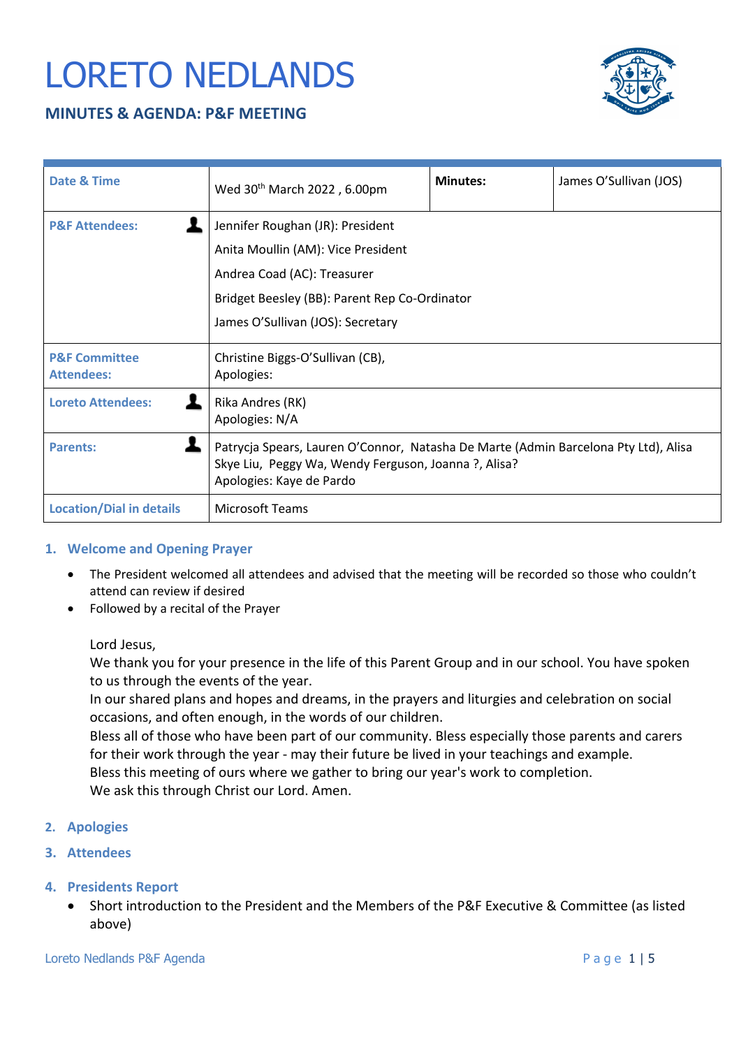# LORETO NEDLANDS

## MINUTES & AGENDA: P&F MEETING

| Date & Time | Wed 30th March 2022 , 6.00pm | Minutes: | James O'Sullivan (JOS) |
|---|---|---|---|
| P&F Attendees: | Jennifer Roughan (JR): President<br>Anita Moullin (AM): Vice President<br>Andrea Coad (AC): Treasurer<br>Bridget Beesley (BB): Parent Rep Co-Ordinator<br>James O'Sullivan (JOS): Secretary | | |
| P&F Committee Attendees: | Christine Biggs-O'Sullivan (CB),<br>Apologies: | | |
| Loreto Attendees: | Rika Andres (RK)<br>Apologies: N/A | | |
| Parents: | Patrycja Spears, Lauren O'Connor, Natasha De Marte (Admin Barcelona Pty Ltd), Alisa Skye Liu, Peggy Wa, Wendy Ferguson, Joanna ?, Alisa?<br>Apologies: Kaye de Pardo | | |
| Location/Dial in details | Microsoft Teams | | |

### 1. Welcome and Opening Prayer

- The President welcomed all attendees and advised that the meeting will be recorded so those who couldn't attend can review if desired
- Followed by a recital of the Prayer

  Lord Jesus,
  We thank you for your presence in the life of this Parent Group and in our school. You have spoken to us through the events of the year.
  In our shared plans and hopes and dreams, in the prayers and liturgies and celebration on social occasions, and often enough, in the words of our children.
  Bless all of those who have been part of our community. Bless especially those parents and carers for their work through the year - may their future be lived in your teachings and example.
  Bless this meeting of ours where we gather to bring our year's work to completion.
  We ask this through Christ our Lord. Amen.

### 2. Apologies

### 3. Attendees

### 4. Presidents Report

- Short introduction to the President and the Members of the P&F Executive & Committee (as listed above)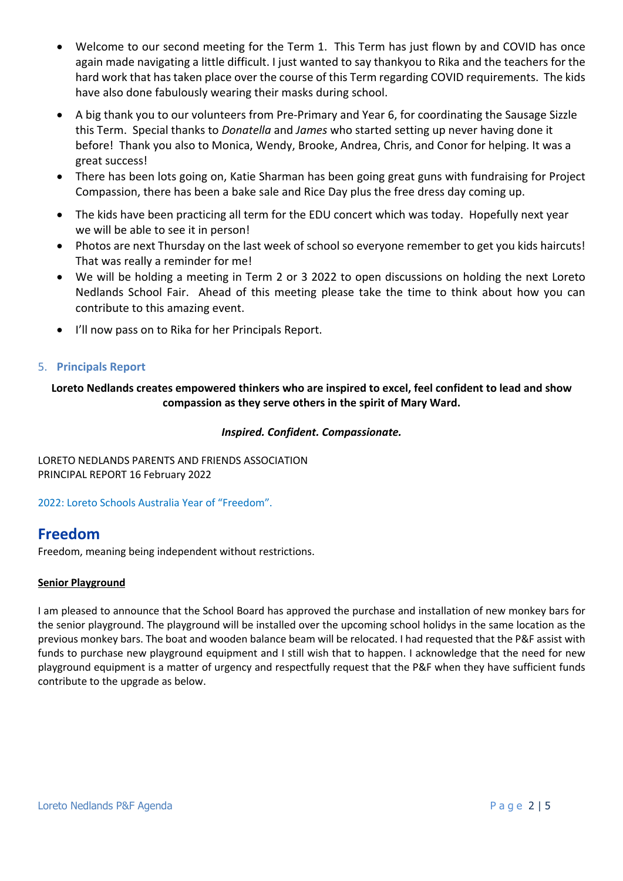- Welcome to our second meeting for the Term 1. This Term has just flown by and COVID has once again made navigating a little difficult. I just wanted to say thankyou to Rika and the teachers for the hard work that has taken place over the course of this Term regarding COVID requirements. The kids have also done fabulously wearing their masks during school.
- A big thank you to our volunteers from Pre-Primary and Year 6, for coordinating the Sausage Sizzle this Term. Special thanks to *Donatella* and *James* who started setting up never having done it before! Thank you also to Monica, Wendy, Brooke, Andrea, Chris, and Conor for helping. It was a great success!
- There has been lots going on, Katie Sharman has been going great guns with fundraising for Project Compassion, there has been a bake sale and Rice Day plus the free dress day coming up.
- The kids have been practicing all term for the EDU concert which was today. Hopefully next year we will be able to see it in person!
- Photos are next Thursday on the last week of school so everyone remember to get you kids haircuts! That was really a reminder for me!
- We will be holding a meeting in Term 2 or 3 2022 to open discussions on holding the next Loreto Nedlands School Fair. Ahead of this meeting please take the time to think about how you can contribute to this amazing event.
- I'll now pass on to Rika for her Principals Report.

## 5. Principals Report

**Loreto Nedlands creates empowered thinkers who are inspired to excel, feel confident to lead and show compassion as they serve others in the spirit of Mary Ward.**

***Inspired. Confident. Compassionate.***

LORETO NEDLANDS PARENTS AND FRIENDS ASSOCIATION
PRINCIPAL REPORT 16 February 2022

2022: Loreto Schools Australia Year of "Freedom".

# Freedom

Freedom, meaning being independent without restrictions.

**Senior Playground**

I am pleased to announce that the School Board has approved the purchase and installation of new monkey bars for the senior playground. The playground will be installed over the upcoming school holidys in the same location as the previous monkey bars. The boat and wooden balance beam will be relocated. I had requested that the P&F assist with funds to purchase new playground equipment and I still wish that to happen. I acknowledge that the need for new playground equipment is a matter of urgency and respectfully request that the P&F when they have sufficient funds contribute to the upgrade as below.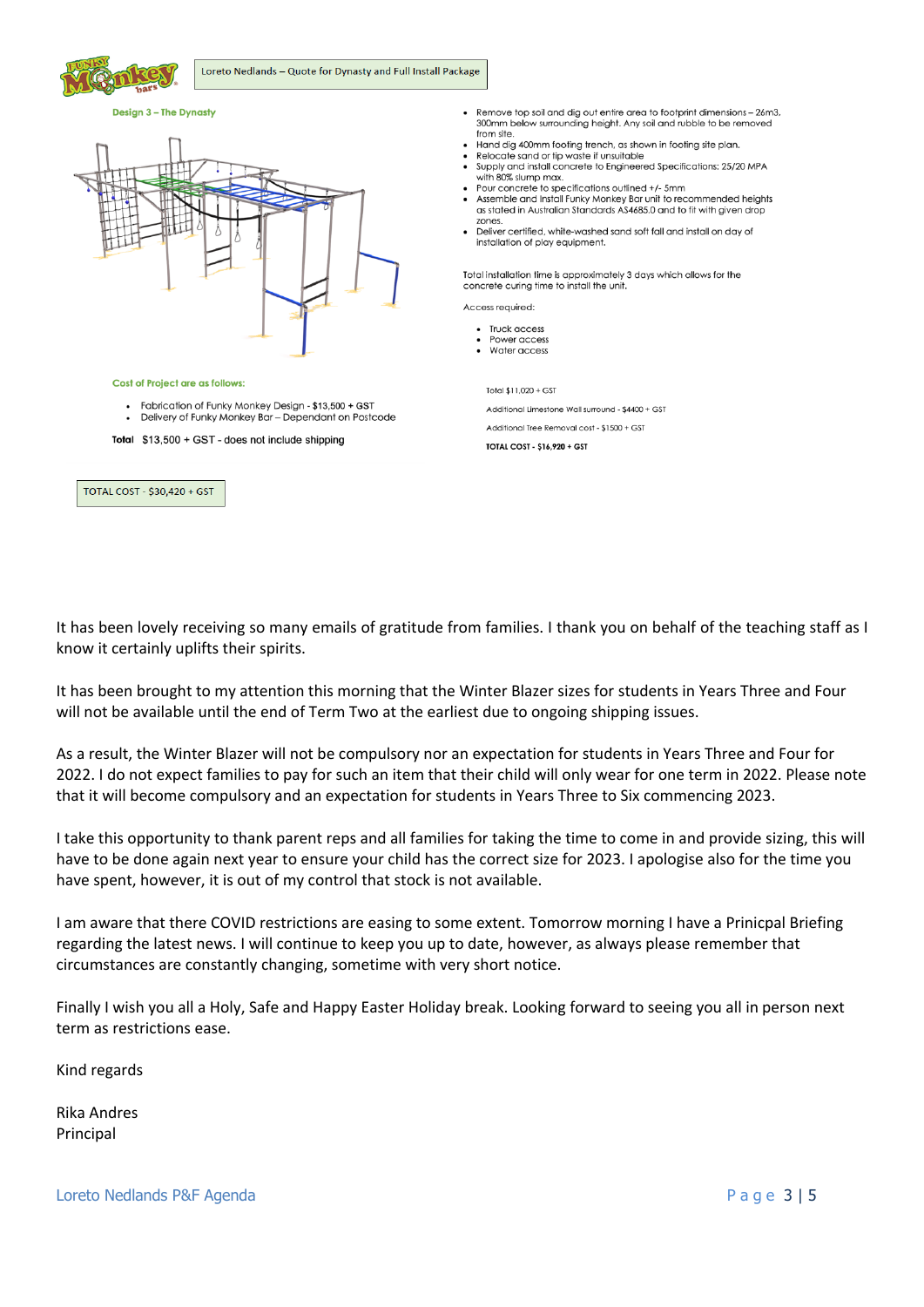Loreto Nedlands – Quote for Dynasty and Full Install Package

**Design 3 – The Dynasty**

- Remove top soil and dig out entire area to footprint dimensions – 26m3. 300mm below surrounding height. Any soil and rubble to be removed from site.
- Hand dig 400mm footing trench, as shown in footing site plan.
- Relocate sand or tip waste if unsuitable
- Supply and install concrete to Engineered Specifications: 25/20 MPA with 80% slump max.
- Pour concrete to specifications outlined +/- 5mm
- Assemble and Install Funky Monkey Bar unit to recommended heights as stated in Australian Standards AS4685.0 and to fit with given drop zones.
- Deliver certified, white-washed sand soft fall and install on day of installation of play equipment.

Total installation time is approximately 3 days which allows for the concrete curing time to install the unit.

Access required:

- Truck access
- Power access
- Water access

**Cost of Project are as follows:**

- Fabrication of Funky Monkey Design - $13,500 + GST
- Delivery of Funky Monkey Bar – Dependant on Postcode

**Total** $13,500 + GST - does not include shipping

Total $11,020 + GST

Additional Limestone Wall surround - $4400 + GST

Additional Tree Removal cost - $1500 + GST

**TOTAL COST - $16,920 + GST**

TOTAL COST - $30,420 + GST

It has been lovely receiving so many emails of gratitude from families. I thank you on behalf of the teaching staff as I know it certainly uplifts their spirits.

It has been brought to my attention this morning that the Winter Blazer sizes for students in Years Three and Four will not be available until the end of Term Two at the earliest due to ongoing shipping issues.

As a result, the Winter Blazer will not be compulsory nor an expectation for students in Years Three and Four for 2022. I do not expect families to pay for such an item that their child will only wear for one term in 2022. Please note that it will become compulsory and an expectation for students in Years Three to Six commencing 2023.

I take this opportunity to thank parent reps and all families for taking the time to come in and provide sizing, this will have to be done again next year to ensure your child has the correct size for 2023. I apologise also for the time you have spent, however, it is out of my control that stock is not available.

I am aware that there COVID restrictions are easing to some extent. Tomorrow morning I have a Prinicpal Briefing regarding the latest news. I will continue to keep you up to date, however, as always please remember that circumstances are constantly changing, sometime with very short notice.

Finally I wish you all a Holy, Safe and Happy Easter Holiday break. Looking forward to seeing you all in person next term as restrictions ease.

Kind regards

Rika Andres
Principal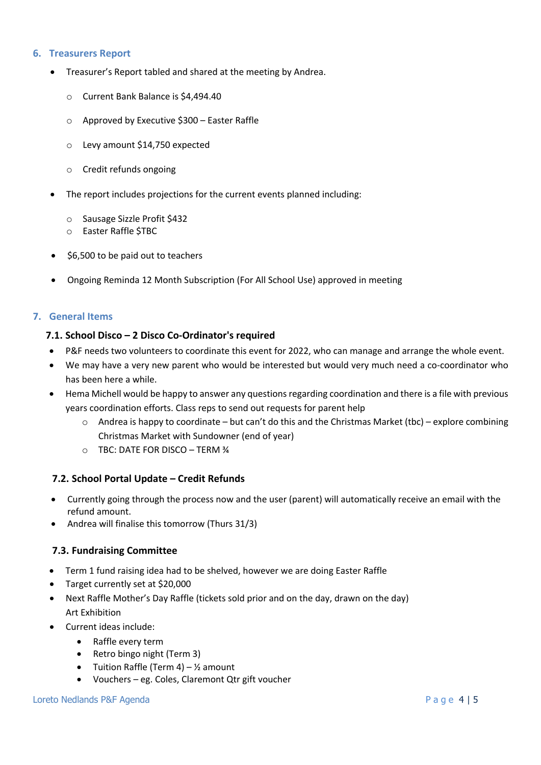## 6. Treasurers Report

- Treasurer's Report tabled and shared at the meeting by Andrea.
    - Current Bank Balance is $4,494.40
    - Approved by Executive $300 – Easter Raffle
    - Levy amount $14,750 expected
    - Credit refunds ongoing
- The report includes projections for the current events planned including:
    - Sausage Sizzle Profit $432
    - Easter Raffle $TBC
- $6,500 to be paid out to teachers
- Ongoing Reminda 12 Month Subscription (For All School Use) approved in meeting

## 7. General Items

### 7.1. School Disco – 2 Disco Co-Ordinator's required

- P&F needs two volunteers to coordinate this event for 2022, who can manage and arrange the whole event.
- We may have a very new parent who would be interested but would very much need a co-coordinator who has been here a while.
- Hema Michell would be happy to answer any questions regarding coordination and there is a file with previous years coordination efforts. Class reps to send out requests for parent help
    - Andrea is happy to coordinate – but can't do this and the Christmas Market (tbc) – explore combining Christmas Market with Sundowner (end of year)
    - TBC: DATE FOR DISCO – TERM ¾

### 7.2. School Portal Update – Credit Refunds

- Currently going through the process now and the user (parent) will automatically receive an email with the refund amount.
- Andrea will finalise this tomorrow (Thurs 31/3)

### 7.3. Fundraising Committee

- Term 1 fund raising idea had to be shelved, however we are doing Easter Raffle
- Target currently set at $20,000
- Next Raffle Mother's Day Raffle (tickets sold prior and on the day, drawn on the day)
  Art Exhibition
- Current ideas include:
    - Raffle every term
    - Retro bingo night (Term 3)
    - Tuition Raffle (Term 4) – ½ amount
    - Vouchers – eg. Coles, Claremont Qtr gift voucher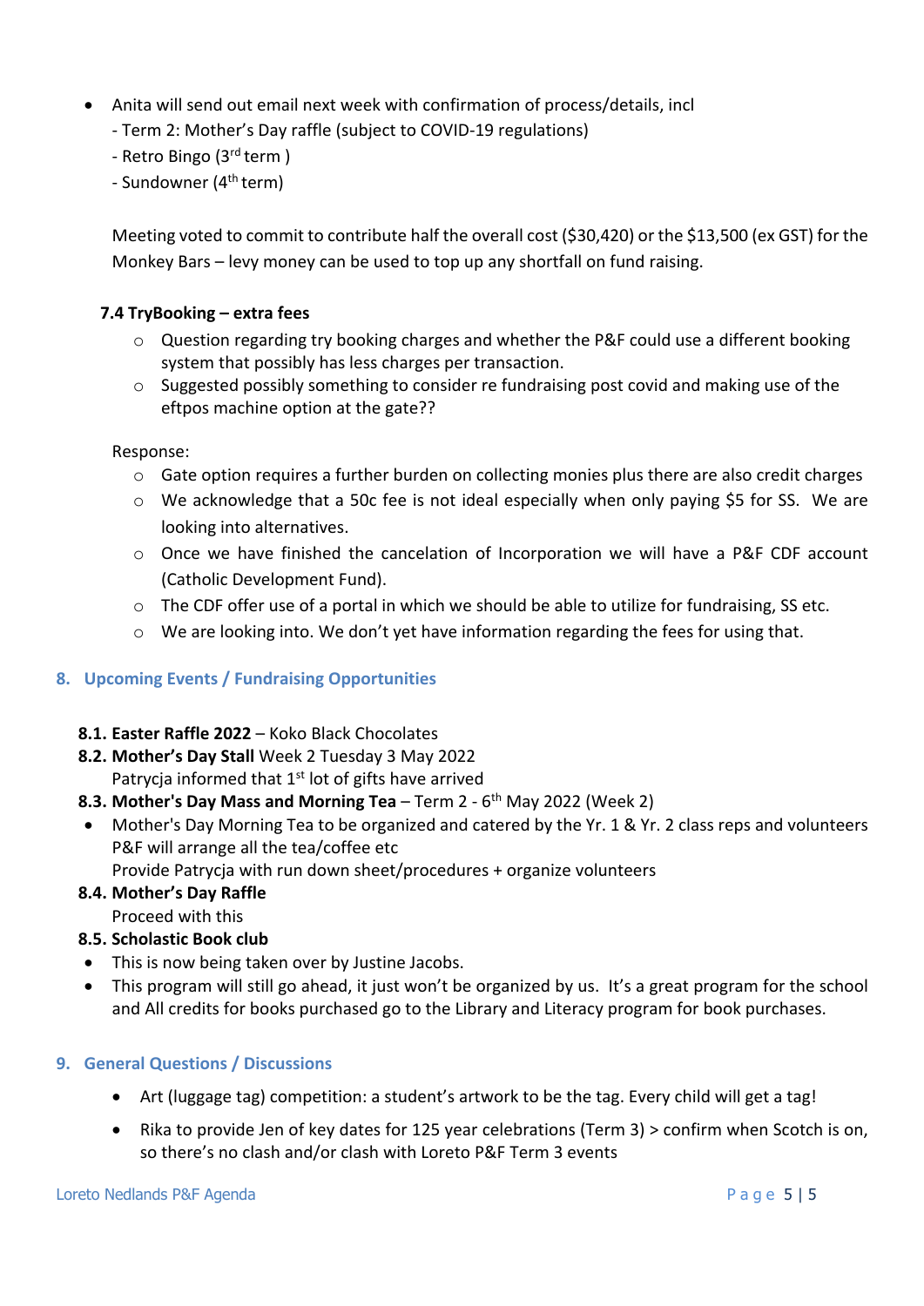- Anita will send out email next week with confirmation of process/details, incl
  - Term 2: Mother's Day raffle (subject to COVID-19 regulations)
  - Retro Bingo (3rd term )
  - Sundowner (4th term)

  Meeting voted to commit to contribute half the overall cost ($30,420) or the $13,500 (ex GST) for the Monkey Bars – levy money can be used to top up any shortfall on fund raising.

**7.4 TryBooking – extra fees**

- Question regarding try booking charges and whether the P&F could use a different booking system that possibly has less charges per transaction.
- Suggested possibly something to consider re fundraising post covid and making use of the eftpos machine option at the gate??

Response:

- Gate option requires a further burden on collecting monies plus there are also credit charges
- We acknowledge that a 50c fee is not ideal especially when only paying $5 for SS. We are looking into alternatives.
- Once we have finished the cancelation of Incorporation we will have a P&F CDF account (Catholic Development Fund).
- The CDF offer use of a portal in which we should be able to utilize for fundraising, SS etc.
- We are looking into. We don't yet have information regarding the fees for using that.

## 8. Upcoming Events / Fundraising Opportunities

**8.1. Easter Raffle 2022** – Koko Black Chocolates

**8.2. Mother's Day Stall** Week 2 Tuesday 3 May 2022

Patrycja informed that 1st lot of gifts have arrived

**8.3. Mother's Day Mass and Morning Tea** – Term 2 - 6th May 2022 (Week 2)

- Mother's Day Morning Tea to be organized and catered by the Yr. 1 & Yr. 2 class reps and volunteers  
  P&F will arrange all the tea/coffee etc  
  Provide Patrycja with run down sheet/procedures + organize volunteers

**8.4. Mother's Day Raffle**

Proceed with this

**8.5. Scholastic Book club**

- This is now being taken over by Justine Jacobs.
- This program will still go ahead, it just won't be organized by us. It's a great program for the school and All credits for books purchased go to the Library and Literacy program for book purchases.

## 9. General Questions / Discussions

- Art (luggage tag) competition: a student's artwork to be the tag. Every child will get a tag!
- Rika to provide Jen of key dates for 125 year celebrations (Term 3) > confirm when Scotch is on, so there's no clash and/or clash with Loreto P&F Term 3 events